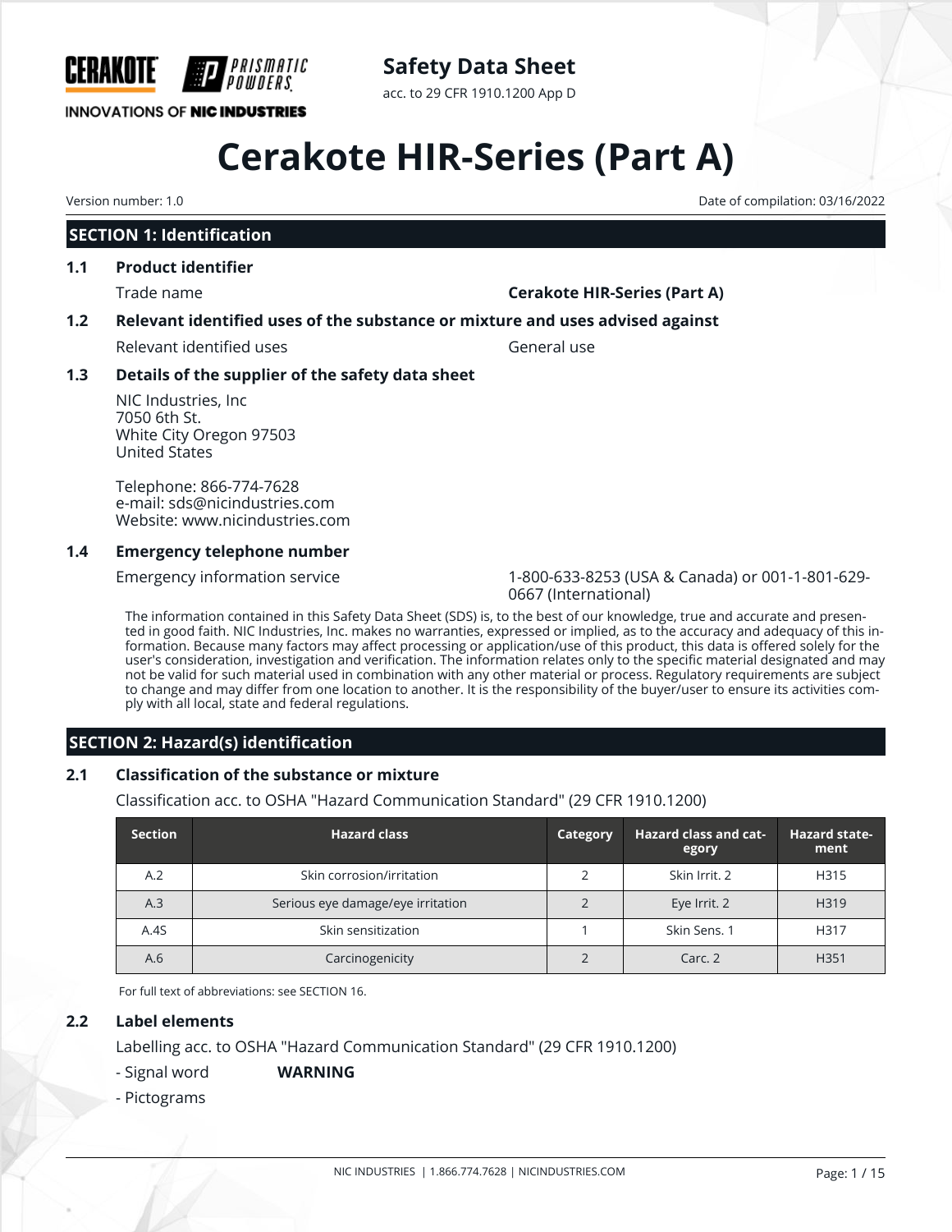CERAKOTE PRISMATIC POWDERS

INNOVATIONS OF NIC INDUSTRIES

**Safety Data Sheet**

acc. to 29 CFR 1910.1200 App D

# Cerakote HIR-Series (Part A)

Version number: 1.0

Date of compilation: 03/16/2022

## SECTION 1: Identification

### 1.1 Product identifier

Trade name **Cerakote HIR-Series (Part A)**

### 1.2 Relevant identified uses of the substance or mixture and uses advised against

Relevant identified uses General use

### 1.3 Details of the supplier of the safety data sheet

NIC Industries, Inc
7050 6th St.
White City Oregon 97503
United States

Telephone: 866-774-7628
e-mail: sds@nicindustries.com
Website: www.nicindustries.com

### 1.4 Emergency telephone number

Emergency information service 1-800-633-8253 (USA & Canada) or 001-1-801-629-0667 (International)

The information contained in this Safety Data Sheet (SDS) is, to the best of our knowledge, true and accurate and presented in good faith. NIC Industries, Inc. makes no warranties, expressed or implied, as to the accuracy and adequacy of this information. Because many factors may affect processing or application/use of this product, this data is offered solely for the user's consideration, investigation and verification. The information relates only to the specific material designated and may not be valid for such material used in combination with any other material or process. Regulatory requirements are subject to change and may differ from one location to another. It is the responsibility of the buyer/user to ensure its activities comply with all local, state and federal regulations.

## SECTION 2: Hazard(s) identification

### 2.1 Classification of the substance or mixture

Classification acc. to OSHA "Hazard Communication Standard" (29 CFR 1910.1200)

| Section | Hazard class | Category | Hazard class and category | Hazard statement |
|---|---|---|---|---|
| A.2 | Skin corrosion/irritation | 2 | Skin Irrit. 2 | H315 |
| A.3 | Serious eye damage/eye irritation | 2 | Eye Irrit. 2 | H319 |
| A.4S | Skin sensitization | 1 | Skin Sens. 1 | H317 |
| A.6 | Carcinogenicity | 2 | Carc. 2 | H351 |

For full text of abbreviations: see SECTION 16.

### 2.2 Label elements

Labelling acc. to OSHA "Hazard Communication Standard" (29 CFR 1910.1200)

- Signal word **WARNING**

- Pictograms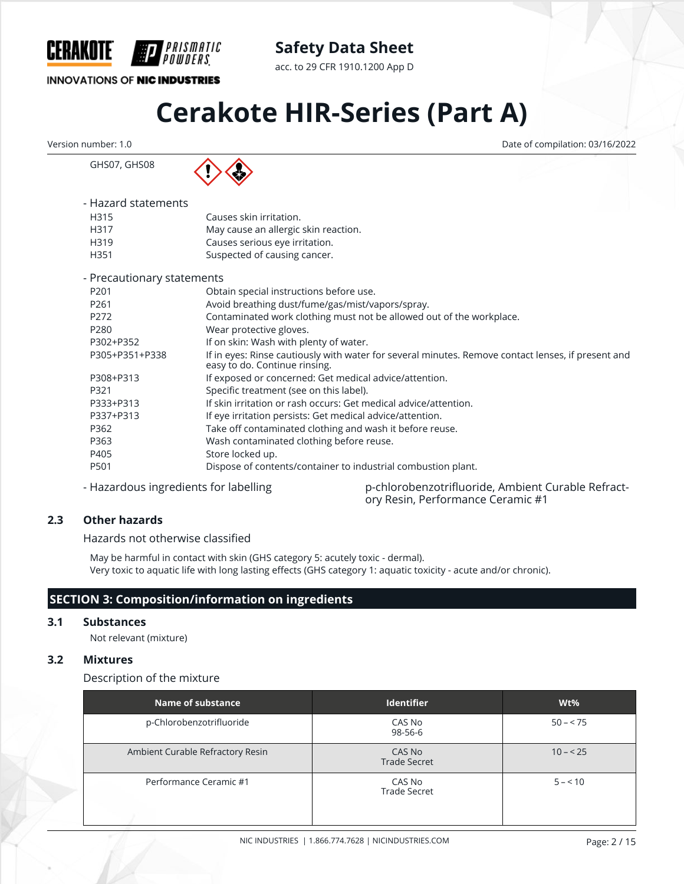GHS07, GHS08

- Hazard statements

| | |
|---|---|
| H315 | Causes skin irritation. |
| H317 | May cause an allergic skin reaction. |
| H319 | Causes serious eye irritation. |
| H351 | Suspected of causing cancer. |

- Precautionary statements

| | |
|---|---|
| P201 | Obtain special instructions before use. |
| P261 | Avoid breathing dust/fume/gas/mist/vapors/spray. |
| P272 | Contaminated work clothing must not be allowed out of the workplace. |
| P280 | Wear protective gloves. |
| P302+P352 | If on skin: Wash with plenty of water. |
| P305+P351+P338 | If in eyes: Rinse cautiously with water for several minutes. Remove contact lenses, if present and easy to do. Continue rinsing. |
| P308+P313 | If exposed or concerned: Get medical advice/attention. |
| P321 | Specific treatment (see on this label). |
| P333+P313 | If skin irritation or rash occurs: Get medical advice/attention. |
| P337+P313 | If eye irritation persists: Get medical advice/attention. |
| P362 | Take off contaminated clothing and wash it before reuse. |
| P363 | Wash contaminated clothing before reuse. |
| P405 | Store locked up. |
| P501 | Dispose of contents/container to industrial combustion plant. |

- Hazardous ingredients for labelling: p-chlorobenzotrifluoride, Ambient Curable Refractory Resin, Performance Ceramic #1

### 2.3 Other hazards

Hazards not otherwise classified

May be harmful in contact with skin (GHS category 5: acutely toxic - dermal).
Very toxic to aquatic life with long lasting effects (GHS category 1: aquatic toxicity - acute and/or chronic).

## SECTION 3: Composition/information on ingredients

### 3.1 Substances

Not relevant (mixture)

### 3.2 Mixtures

Description of the mixture

| Name of substance | Identifier | Wt% |
|---|---|---|
| p-Chlorobenzotrifluoride | CAS No 98-56-6 | 50 – < 75 |
| Ambient Curable Refractory Resin | CAS No Trade Secret | 10 – < 25 |
| Performance Ceramic #1 | CAS No Trade Secret | 5 – < 10 |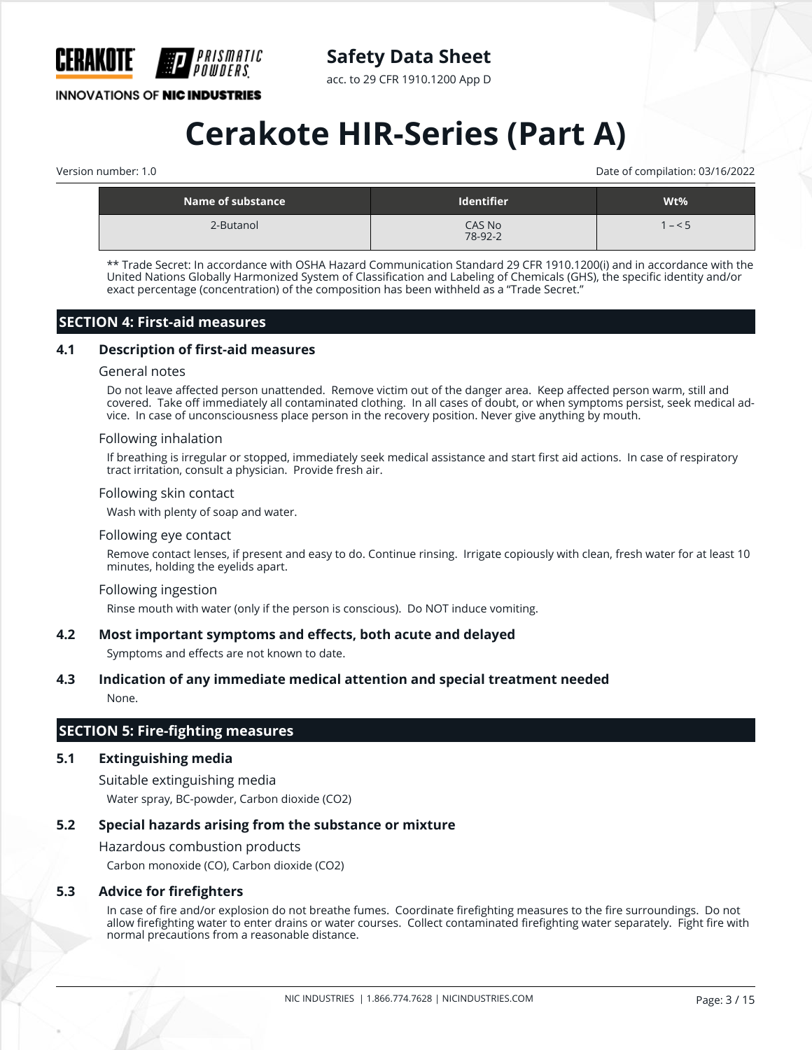| Name of substance | Identifier | Wt% |
| --- | --- | --- |
| 2-Butanol | CAS No 78-92-2 | 1 – < 5 |

** Trade Secret: In accordance with OSHA Hazard Communication Standard 29 CFR 1910.1200(i) and in accordance with the United Nations Globally Harmonized System of Classification and Labeling of Chemicals (GHS), the specific identity and/or exact percentage (concentration) of the composition has been withheld as a "Trade Secret."

## SECTION 4: First-aid measures

### 4.1 Description of first-aid measures

General notes

Do not leave affected person unattended. Remove victim out of the danger area. Keep affected person warm, still and covered. Take off immediately all contaminated clothing. In all cases of doubt, or when symptoms persist, seek medical advice. In case of unconsciousness place person in the recovery position. Never give anything by mouth.

Following inhalation

If breathing is irregular or stopped, immediately seek medical assistance and start first aid actions. In case of respiratory tract irritation, consult a physician. Provide fresh air.

Following skin contact

Wash with plenty of soap and water.

Following eye contact

Remove contact lenses, if present and easy to do. Continue rinsing. Irrigate copiously with clean, fresh water for at least 10 minutes, holding the eyelids apart.

Following ingestion

Rinse mouth with water (only if the person is conscious). Do NOT induce vomiting.

### 4.2 Most important symptoms and effects, both acute and delayed

Symptoms and effects are not known to date.

### 4.3 Indication of any immediate medical attention and special treatment needed

None.

## SECTION 5: Fire-fighting measures

### 5.1 Extinguishing media

Suitable extinguishing media

Water spray, BC-powder, Carbon dioxide ($CO_2$)

### 5.2 Special hazards arising from the substance or mixture

Hazardous combustion products

Carbon monoxide (CO), Carbon dioxide ($CO_2$)

### 5.3 Advice for firefighters

In case of fire and/or explosion do not breathe fumes. Coordinate firefighting measures to the fire surroundings. Do not allow firefighting water to enter drains or water courses. Collect contaminated firefighting water separately. Fight fire with normal precautions from a reasonable distance.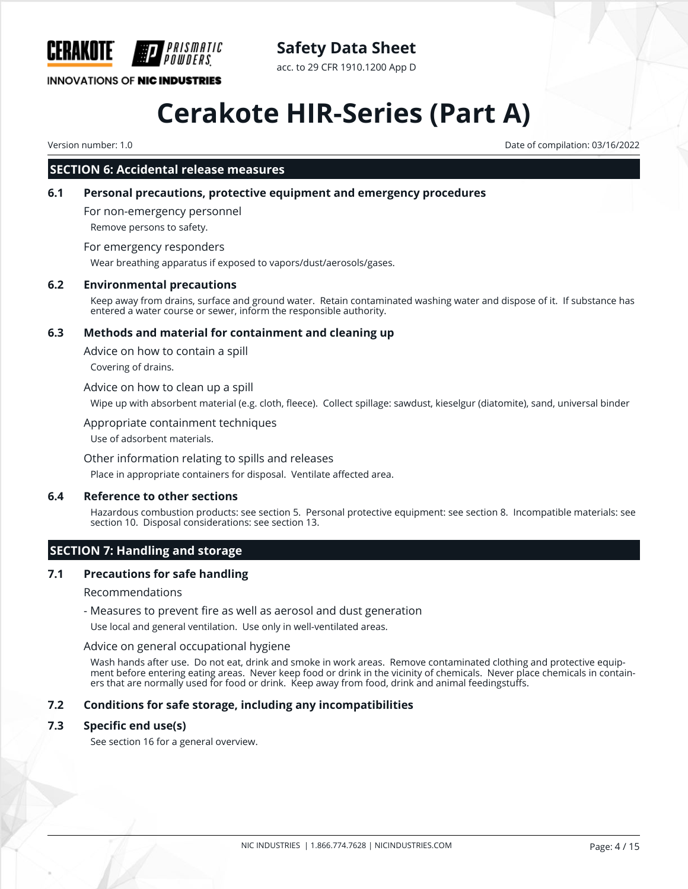## SECTION 6: Accidental release measures

### 6.1 Personal precautions, protective equipment and emergency procedures

For non-emergency personnel

Remove persons to safety.

For emergency responders

Wear breathing apparatus if exposed to vapors/dust/aerosols/gases.

### 6.2 Environmental precautions

Keep away from drains, surface and ground water. Retain contaminated washing water and dispose of it. If substance has entered a water course or sewer, inform the responsible authority.

### 6.3 Methods and material for containment and cleaning up

Advice on how to contain a spill

Covering of drains.

Advice on how to clean up a spill

Wipe up with absorbent material (e.g. cloth, fleece). Collect spillage: sawdust, kieselgur (diatomite), sand, universal binder

Appropriate containment techniques

Use of adsorbent materials.

Other information relating to spills and releases

Place in appropriate containers for disposal. Ventilate affected area.

### 6.4 Reference to other sections

Hazardous combustion products: see section 5. Personal protective equipment: see section 8. Incompatible materials: see section 10. Disposal considerations: see section 13.

## SECTION 7: Handling and storage

### 7.1 Precautions for safe handling

Recommendations

- Measures to prevent fire as well as aerosol and dust generation

Use local and general ventilation. Use only in well-ventilated areas.

Advice on general occupational hygiene

Wash hands after use. Do not eat, drink and smoke in work areas. Remove contaminated clothing and protective equipment before entering eating areas. Never keep food or drink in the vicinity of chemicals. Never place chemicals in containers that are normally used for food or drink. Keep away from food, drink and animal feedingstuffs.

### 7.2 Conditions for safe storage, including any incompatibilities

### 7.3 Specific end use(s)

See section 16 for a general overview.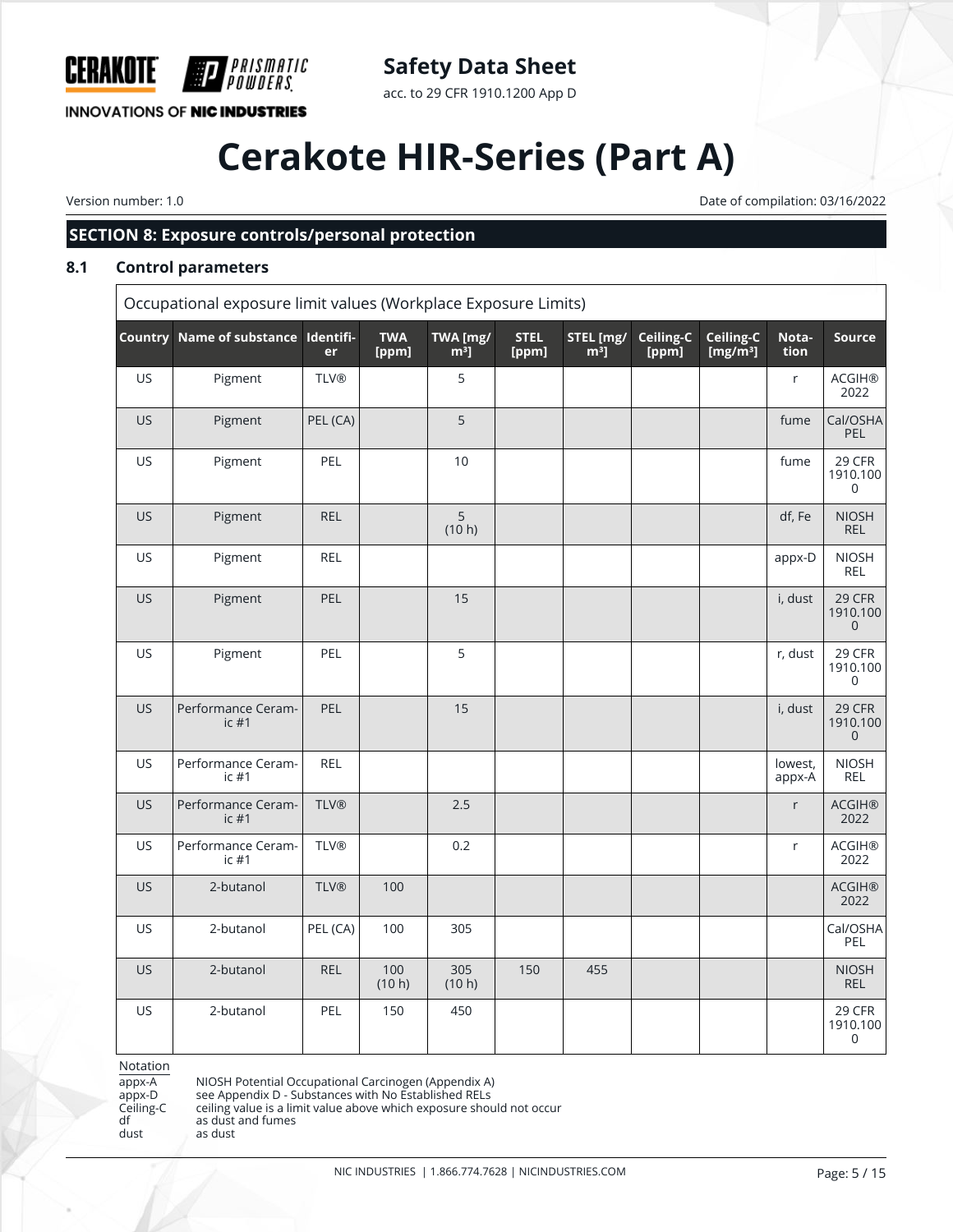## SECTION 8: Exposure controls/personal protection

### 8.1 Control parameters

| Occupational exposure limit values (Workplace Exposure Limits) | | | | | | | | | | |
|---|---|---|---|---|---|---|---|---|---|---|
| **Country** | **Name of substance** | **Identifier** | **TWA [ppm]** | **TWA [mg/m³]** | **STEL [ppm]** | **STEL [mg/m³]** | **Ceiling-C [ppm]** | **Ceiling-C [mg/m³]** | **Notation** | **Source** |
| US | Pigment | TLV® | | 5 | | | | | r | ACGIH® 2022 |
| US | Pigment | PEL (CA) | | 5 | | | | | fume | Cal/OSHA PEL |
| US | Pigment | PEL | | 10 | | | | | fume | 29 CFR 1910.1000 |
| US | Pigment | REL | | 5 (10 h) | | | | | df, Fe | NIOSH REL |
| US | Pigment | REL | | | | | | | appx-D | NIOSH REL |
| US | Pigment | PEL | | 15 | | | | | i, dust | 29 CFR 1910.1000 |
| US | Pigment | PEL | | 5 | | | | | r, dust | 29 CFR 1910.1000 |
| US | Performance Ceramic #1 | PEL | | 15 | | | | | i, dust | 29 CFR 1910.1000 |
| US | Performance Ceramic #1 | REL | | | | | | | lowest, appx-A | NIOSH REL |
| US | Performance Ceramic #1 | TLV® | | 2.5 | | | | | r | ACGIH® 2022 |
| US | Performance Ceramic #1 | TLV® | | 0.2 | | | | | r | ACGIH® 2022 |
| US | 2-butanol | TLV® | 100 | | | | | | | ACGIH® 2022 |
| US | 2-butanol | PEL (CA) | 100 | 305 | | | | | | Cal/OSHA PEL |
| US | 2-butanol | REL | 100 (10 h) | 305 (10 h) | 150 | 455 | | | | NIOSH REL |
| US | 2-butanol | PEL | 150 | 450 | | | | | | 29 CFR 1910.1000 |

Notation

appx-A NIOSH Potential Occupational Carcinogen (Appendix A)
appx-D see Appendix D - Substances with No Established RELs
Ceiling-C ceiling value is a limit value above which exposure should not occur
df as dust and fumes
dust as dust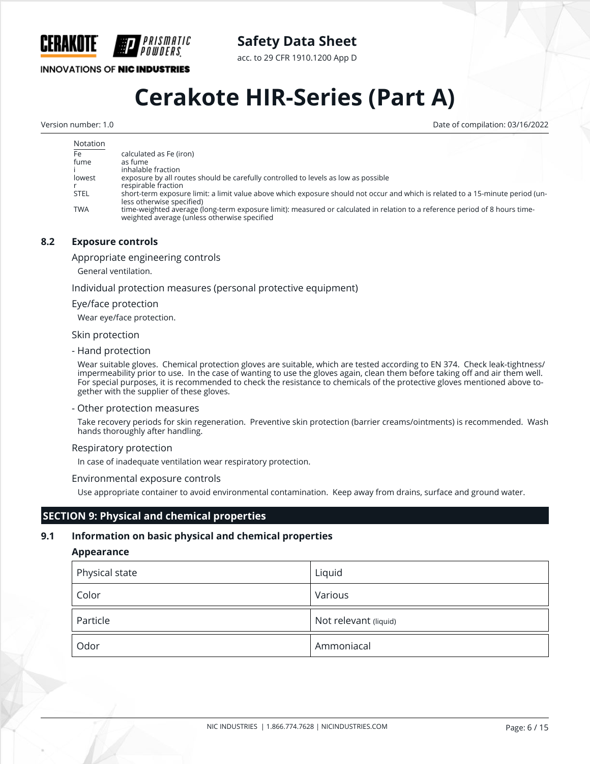| Notation | |
|---|---|
| Fe | calculated as Fe (iron) |
| fume | as fume |
| i | inhalable fraction |
| lowest | exposure by all routes should be carefully controlled to levels as low as possible |
| r | respirable fraction |
| STEL | short-term exposure limit: a limit value above which exposure should not occur and which is related to a 15-minute period (unless otherwise specified) |
| TWA | time-weighted average (long-term exposure limit): measured or calculated in relation to a reference period of 8 hours time-weighted average (unless otherwise specified |

### 8.2 Exposure controls

Appropriate engineering controls

General ventilation.

Individual protection measures (personal protective equipment)

Eye/face protection

Wear eye/face protection.

Skin protection

- Hand protection

Wear suitable gloves. Chemical protection gloves are suitable, which are tested according to EN 374. Check leak-tightness/impermeability prior to use. In the case of wanting to use the gloves again, clean them before taking off and air them well. For special purposes, it is recommended to check the resistance to chemicals of the protective gloves mentioned above together with the supplier of these gloves.

- Other protection measures

Take recovery periods for skin regeneration. Preventive skin protection (barrier creams/ointments) is recommended. Wash hands thoroughly after handling.

Respiratory protection

In case of inadequate ventilation wear respiratory protection.

Environmental exposure controls

Use appropriate container to avoid environmental contamination. Keep away from drains, surface and ground water.

## SECTION 9: Physical and chemical properties

### 9.1 Information on basic physical and chemical properties

**Appearance**

| | |
|---|---|
| Physical state | Liquid |
| Color | Various |
| Particle | Not relevant (liquid) |
| Odor | Ammoniacal |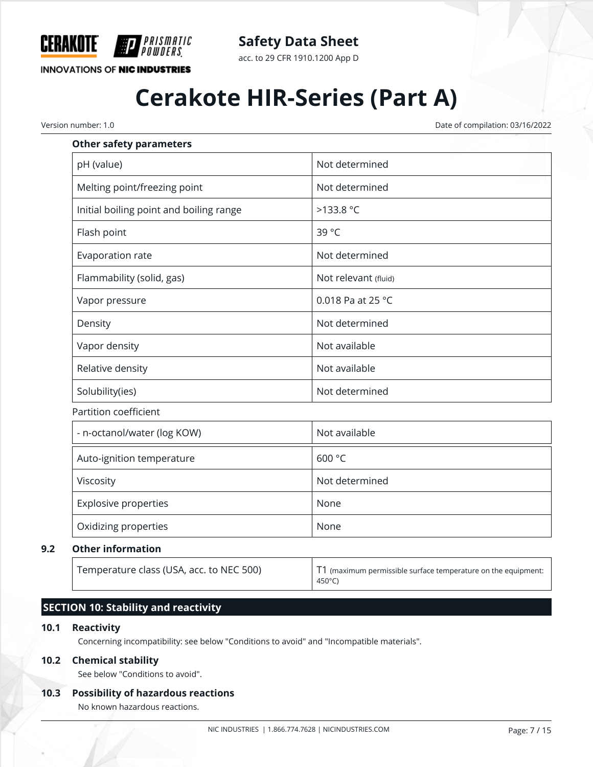**Other safety parameters**

| Parameter | Value |
|---|---|
| pH (value) | Not determined |
| Melting point/freezing point | Not determined |
| Initial boiling point and boiling range | >133.8 °C |
| Flash point | 39 °C |
| Evaporation rate | Not determined |
| Flammability (solid, gas) | Not relevant (fluid) |
| Vapor pressure | 0.018 Pa at 25 °C |
| Density | Not determined |
| Vapor density | Not available |
| Relative density | Not available |
| Solubility(ies) | Not determined |

Partition coefficient

| Parameter | Value |
|---|---|
| - n-octanol/water (log KOW) | Not available |
| Auto-ignition temperature | 600 °C |
| Viscosity | Not determined |
| Explosive properties | None |
| Oxidizing properties | None |

### 9.2 Other information

| Parameter | Value |
|---|---|
| Temperature class (USA, acc. to NEC 500) | T1 (maximum permissible surface temperature on the equipment: 450°C) |

## SECTION 10: Stability and reactivity

### 10.1 Reactivity

Concerning incompatibility: see below "Conditions to avoid" and "Incompatible materials".

### 10.2 Chemical stability

See below "Conditions to avoid".

### 10.3 Possibility of hazardous reactions

No known hazardous reactions.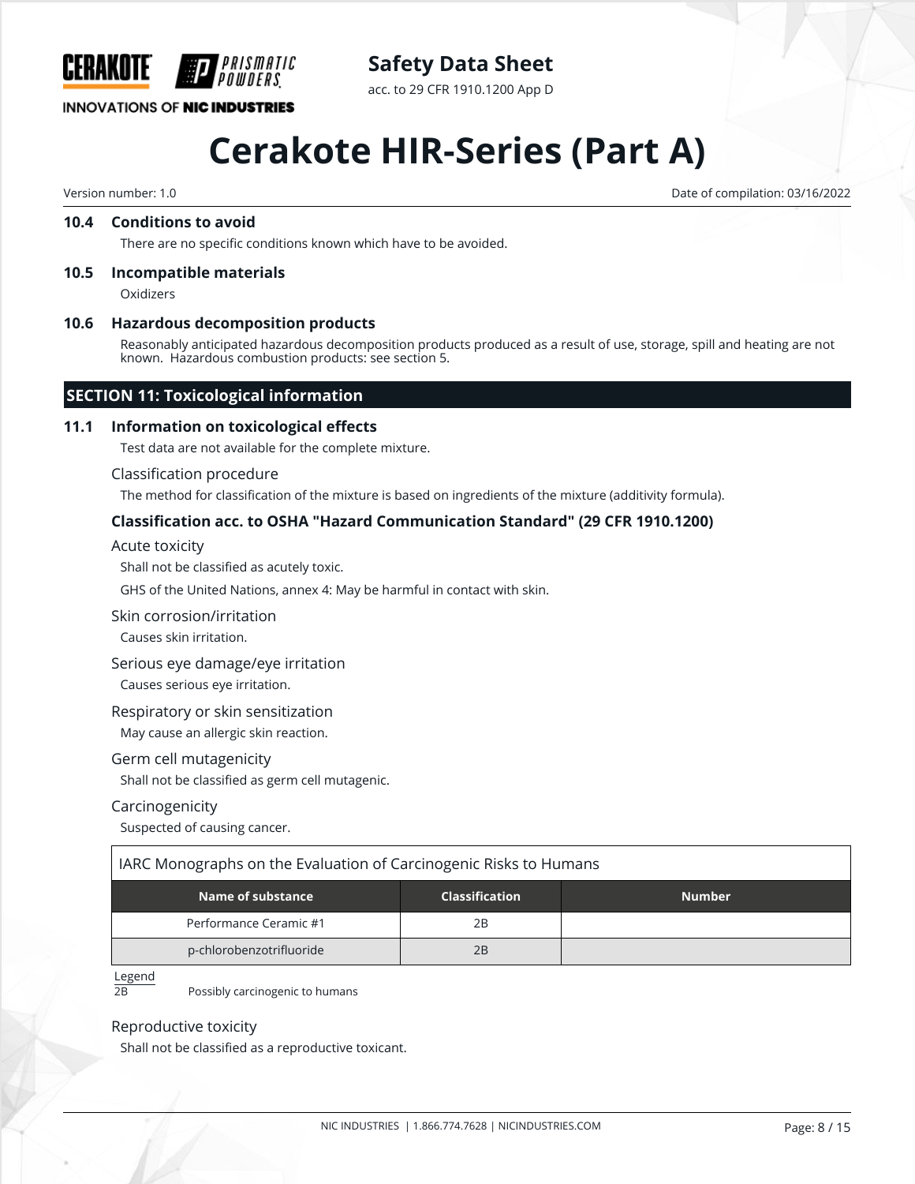### 10.4 Conditions to avoid

There are no specific conditions known which have to be avoided.

### 10.5 Incompatible materials

Oxidizers

### 10.6 Hazardous decomposition products

Reasonably anticipated hazardous decomposition products produced as a result of use, storage, spill and heating are not known. Hazardous combustion products: see section 5.

## SECTION 11: Toxicological information

### 11.1 Information on toxicological effects

Test data are not available for the complete mixture.

Classification procedure

The method for classification of the mixture is based on ingredients of the mixture (additivity formula).

**Classification acc. to OSHA "Hazard Communication Standard" (29 CFR 1910.1200)**

Acute toxicity

Shall not be classified as acutely toxic.

GHS of the United Nations, annex 4: May be harmful in contact with skin.

Skin corrosion/irritation

Causes skin irritation.

Serious eye damage/eye irritation

Causes serious eye irritation.

Respiratory or skin sensitization

May cause an allergic skin reaction.

Germ cell mutagenicity

Shall not be classified as germ cell mutagenic.

Carcinogenicity

Suspected of causing cancer.

IARC Monographs on the Evaluation of Carcinogenic Risks to Humans

| Name of substance | Classification | Number |
|---|---|---|
| Performance Ceramic #1 | 2B | |
| p-chlorobenzotrifluoride | 2B | |

Legend

2B Possibly carcinogenic to humans

Reproductive toxicity

Shall not be classified as a reproductive toxicant.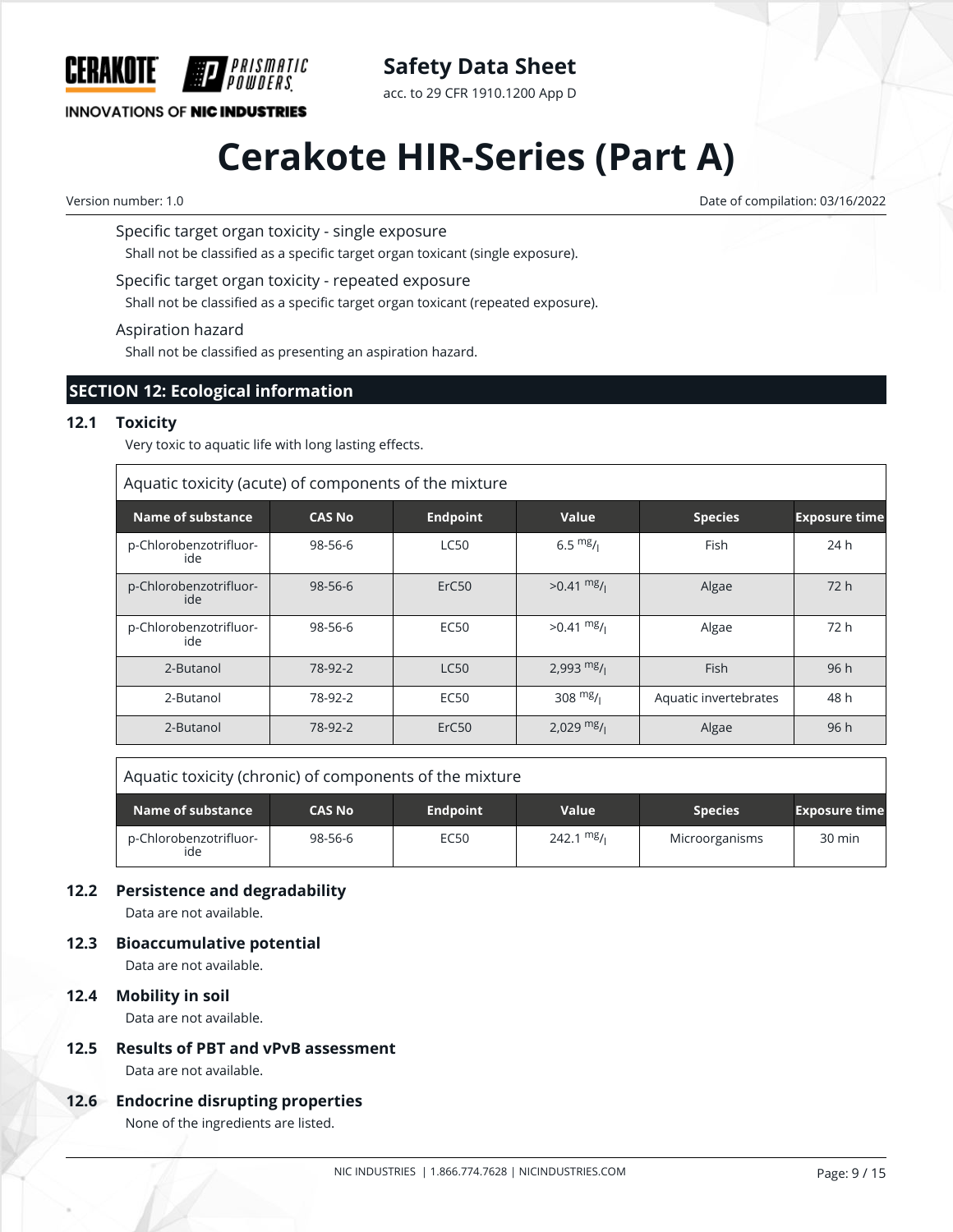Specific target organ toxicity - single exposure

Shall not be classified as a specific target organ toxicant (single exposure).

Specific target organ toxicity - repeated exposure

Shall not be classified as a specific target organ toxicant (repeated exposure).

Aspiration hazard

Shall not be classified as presenting an aspiration hazard.

## SECTION 12: Ecological information

### 12.1 Toxicity

Very toxic to aquatic life with long lasting effects.

Aquatic toxicity (acute) of components of the mixture

| Name of substance | CAS No | Endpoint | Value | Species | Exposure time |
|---|---|---|---|---|---|
| p-Chlorobenzotrifluoride | 98-56-6 | LC50 | 6.5 mg/l | Fish | 24 h |
| p-Chlorobenzotrifluoride | 98-56-6 | ErC50 | >0.41 mg/l | Algae | 72 h |
| p-Chlorobenzotrifluoride | 98-56-6 | EC50 | >0.41 mg/l | Algae | 72 h |
| 2-Butanol | 78-92-2 | LC50 | 2,993 mg/l | Fish | 96 h |
| 2-Butanol | 78-92-2 | EC50 | 308 mg/l | Aquatic invertebrates | 48 h |
| 2-Butanol | 78-92-2 | ErC50 | 2,029 mg/l | Algae | 96 h |

Aquatic toxicity (chronic) of components of the mixture

| Name of substance | CAS No | Endpoint | Value | Species | Exposure time |
|---|---|---|---|---|---|
| p-Chlorobenzotrifluoride | 98-56-6 | EC50 | 242.1 mg/l | Microorganisms | 30 min |

### 12.2 Persistence and degradability

Data are not available.

### 12.3 Bioaccumulative potential

Data are not available.

### 12.4 Mobility in soil

Data are not available.

### 12.5 Results of PBT and vPvB assessment

Data are not available.

### 12.6 Endocrine disrupting properties

None of the ingredients are listed.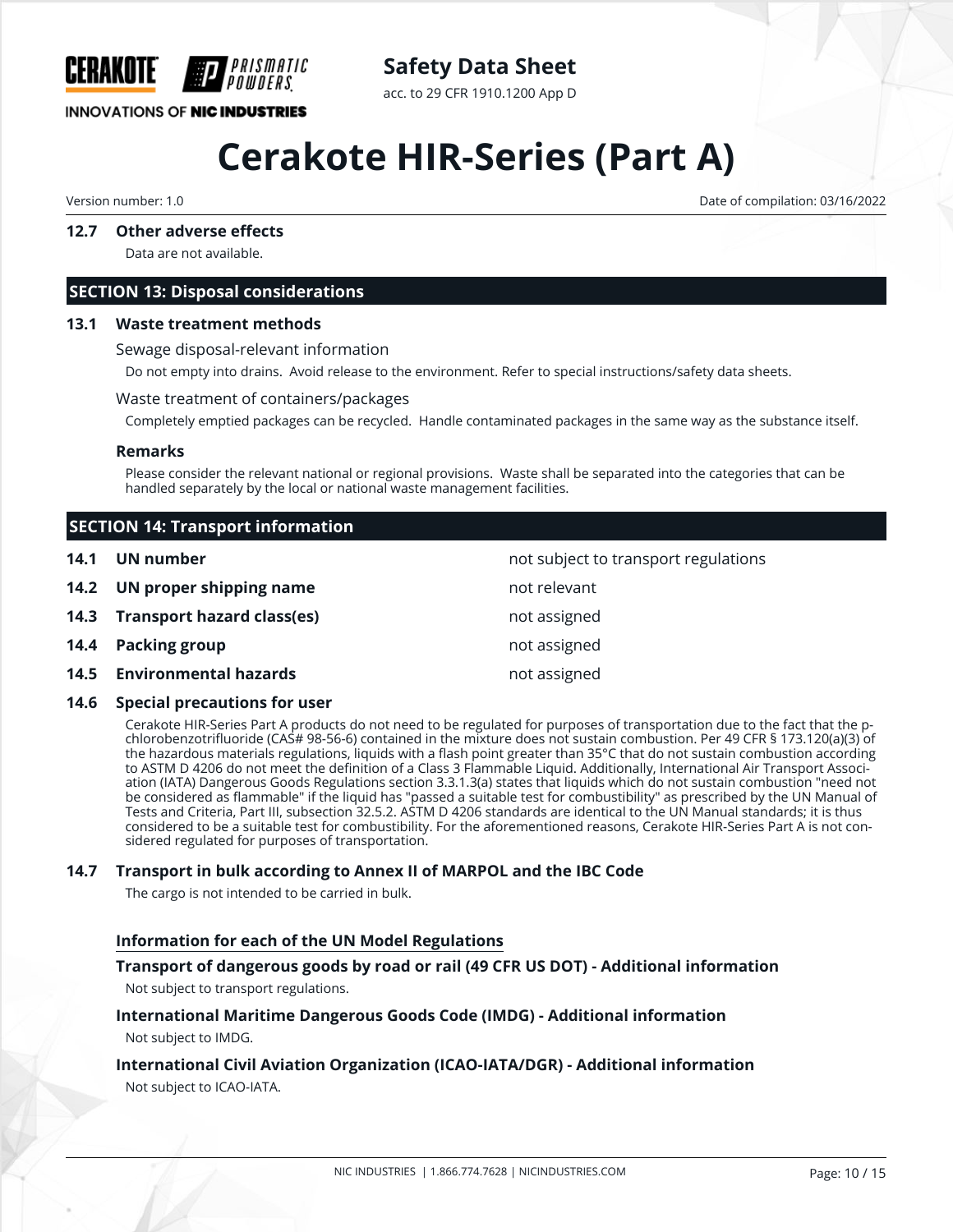### 12.7 Other adverse effects

Data are not available.

## SECTION 13: Disposal considerations

### 13.1 Waste treatment methods

Sewage disposal-relevant information

Do not empty into drains. Avoid release to the environment. Refer to special instructions/safety data sheets.

Waste treatment of containers/packages

Completely emptied packages can be recycled. Handle contaminated packages in the same way as the substance itself.

**Remarks**

Please consider the relevant national or regional provisions. Waste shall be separated into the categories that can be handled separately by the local or national waste management facilities.

## SECTION 14: Transport information

| | | |
|---|---|---|
| **14.1** | **UN number** | not subject to transport regulations |
| **14.2** | **UN proper shipping name** | not relevant |
| **14.3** | **Transport hazard class(es)** | not assigned |
| **14.4** | **Packing group** | not assigned |
| **14.5** | **Environmental hazards** | not assigned |

### 14.6 Special precautions for user

Cerakote HIR-Series Part A products do not need to be regulated for purposes of transportation due to the fact that the p-chlorobenzotrifluoride (CAS# 98-56-6) contained in the mixture does not sustain combustion. Per 49 CFR § 173.120(a)(3) of the hazardous materials regulations, liquids with a flash point greater than 35°C that do not sustain combustion according to ASTM D 4206 do not meet the definition of a Class 3 Flammable Liquid. Additionally, International Air Transport Association (IATA) Dangerous Goods Regulations section 3.3.1.3(a) states that liquids which do not sustain combustion "need not be considered as flammable" if the liquid has "passed a suitable test for combustibility" as prescribed by the UN Manual of Tests and Criteria, Part III, subsection 32.5.2. ASTM D 4206 standards are identical to the UN Manual standards; it is thus considered to be a suitable test for combustibility. For the aforementioned reasons, Cerakote HIR-Series Part A is not considered regulated for purposes of transportation.

### 14.7 Transport in bulk according to Annex II of MARPOL and the IBC Code

The cargo is not intended to be carried in bulk.

**Information for each of the UN Model Regulations**

**Transport of dangerous goods by road or rail (49 CFR US DOT) - Additional information**

Not subject to transport regulations.

**International Maritime Dangerous Goods Code (IMDG) - Additional information**

Not subject to IMDG.

**International Civil Aviation Organization (ICAO-IATA/DGR) - Additional information**

Not subject to ICAO-IATA.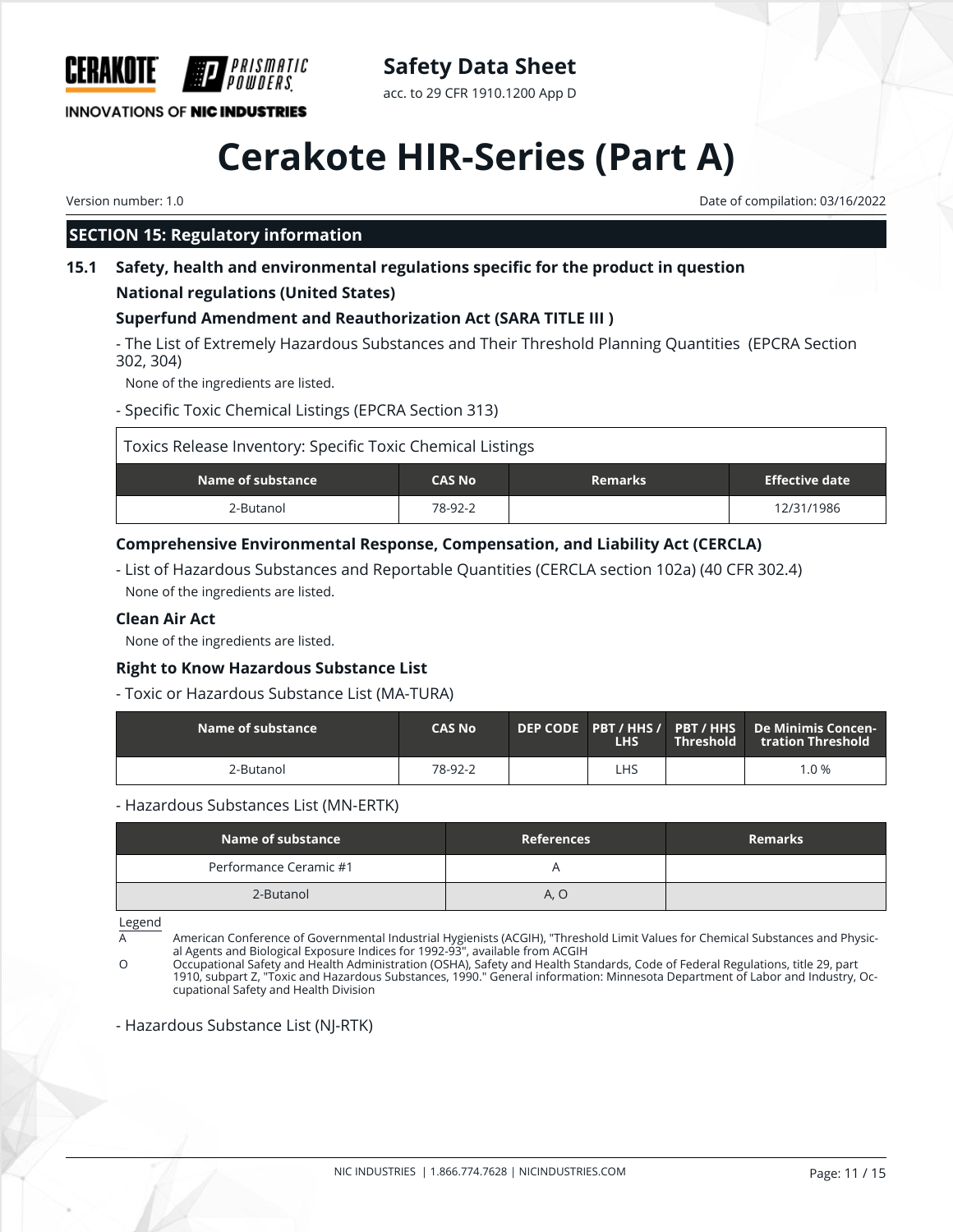# Cerakote HIR-Series (Part A)

Version number: 1.0

Date of compilation: 03/16/2022

## SECTION 15: Regulatory information

### 15.1 Safety, health and environmental regulations specific for the product in question

**National regulations (United States)**

**Superfund Amendment and Reauthorization Act (SARA TITLE III )**

- The List of Extremely Hazardous Substances and Their Threshold Planning Quantities (EPCRA Section 302, 304)

None of the ingredients are listed.

- Specific Toxic Chemical Listings (EPCRA Section 313)

Toxics Release Inventory: Specific Toxic Chemical Listings

| Name of substance | CAS No | Remarks | Effective date |
|---|---|---|---|
| 2-Butanol | 78-92-2 | | 12/31/1986 |

**Comprehensive Environmental Response, Compensation, and Liability Act (CERCLA)**

- List of Hazardous Substances and Reportable Quantities (CERCLA section 102a) (40 CFR 302.4)

None of the ingredients are listed.

**Clean Air Act**

None of the ingredients are listed.

**Right to Know Hazardous Substance List**

- Toxic or Hazardous Substance List (MA-TURA)

| Name of substance | CAS No | DEP CODE | PBT / HHS / LHS | PBT / HHS Threshold | De Minimis Concentration Threshold |
|---|---|---|---|---|---|
| 2-Butanol | 78-92-2 | | LHS | | 1.0 % |

- Hazardous Substances List (MN-ERTK)

| Name of substance | References | Remarks |
|---|---|---|
| Performance Ceramic #1 | A | |
| 2-Butanol | A, O | |

Legend

A American Conference of Governmental Industrial Hygienists (ACGIH), "Threshold Limit Values for Chemical Substances and Physical Agents and Biological Exposure Indices for 1992-93", available from ACGIH

O Occupational Safety and Health Administration (OSHA), Safety and Health Standards, Code of Federal Regulations, title 29, part 1910, subpart Z, "Toxic and Hazardous Substances, 1990." General information: Minnesota Department of Labor and Industry, Occupational Safety and Health Division

- Hazardous Substance List (NJ-RTK)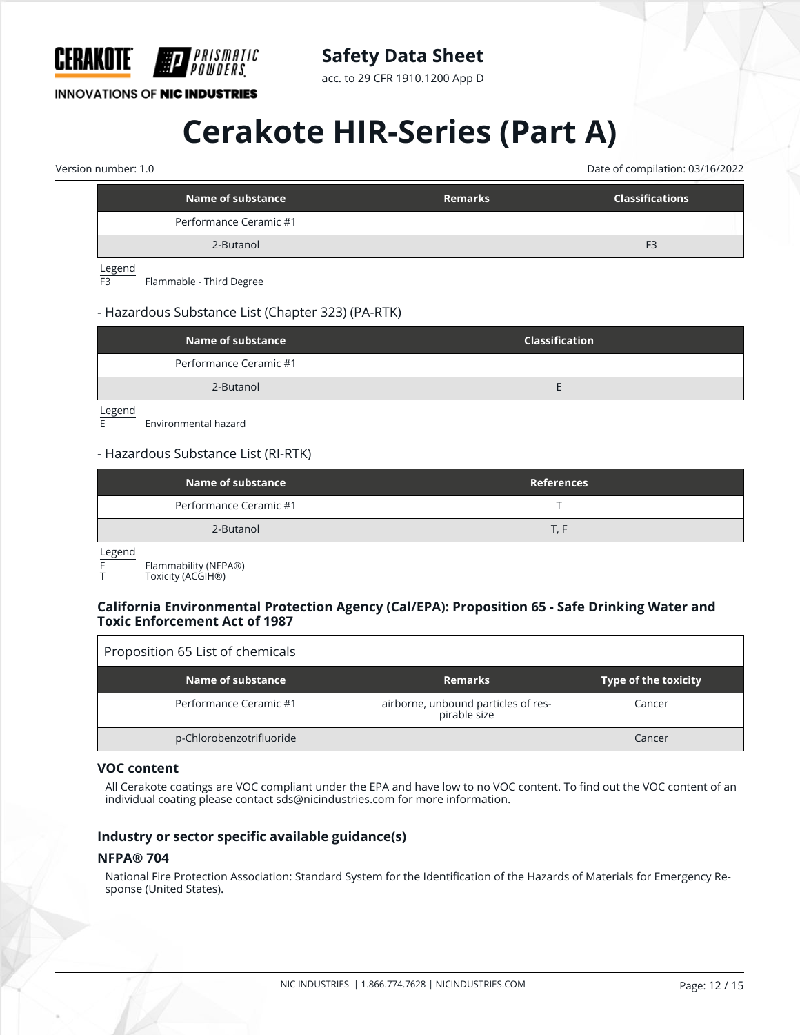| Name of substance | Remarks | Classifications |
|---|---|---|
| Performance Ceramic #1 | | |
| 2-Butanol | | F3 |

Legend
F3 Flammable - Third Degree

- Hazardous Substance List (Chapter 323) (PA-RTK)

| Name of substance | Classification |
|---|---|
| Performance Ceramic #1 | |
| 2-Butanol | E |

Legend
E Environmental hazard

- Hazardous Substance List (RI-RTK)

| Name of substance | References |
|---|---|
| Performance Ceramic #1 | T |
| 2-Butanol | T, F |

Legend
F Flammability (NFPA®)
T Toxicity (ACGIH®)

**California Environmental Protection Agency (Cal/EPA): Proposition 65 - Safe Drinking Water and Toxic Enforcement Act of 1987**

| Proposition 65 List of chemicals | | |
|---|---|---|
| **Name of substance** | **Remarks** | **Type of the toxicity** |
| Performance Ceramic #1 | airborne, unbound particles of respirable size | Cancer |
| p-Chlorobenzotrifluoride | | Cancer |

### VOC content

All Cerakote coatings are VOC compliant under the EPA and have low to no VOC content. To find out the VOC content of an individual coating please contact sds@nicindustries.com for more information.

### Industry or sector specific available guidance(s)

#### NFPA® 704

National Fire Protection Association: Standard System for the Identification of the Hazards of Materials for Emergency Response (United States).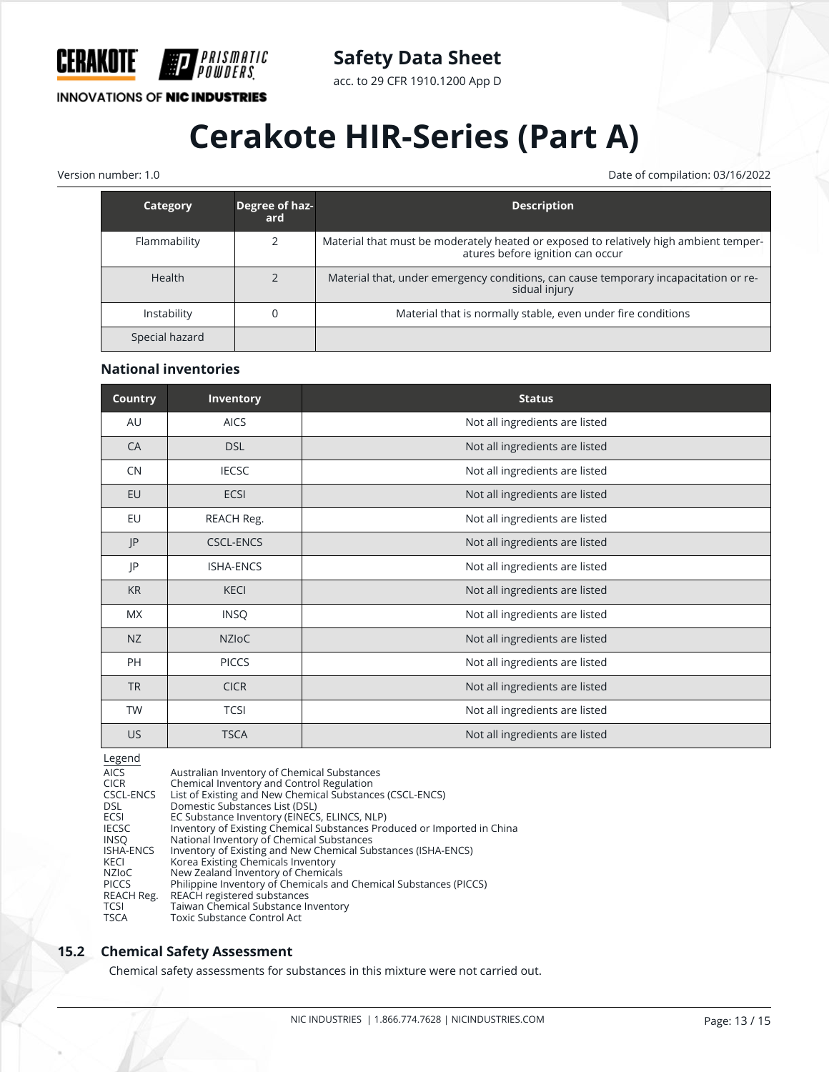| Category | Degree of hazard | Description |
| --- | --- | --- |
| Flammability | 2 | Material that must be moderately heated or exposed to relatively high ambient temperatures before ignition can occur |
| Health | 2 | Material that, under emergency conditions, can cause temporary incapacitation or residual injury |
| Instability | 0 | Material that is normally stable, even under fire conditions |
| Special hazard | | |

### National inventories

| Country | Inventory | Status |
| --- | --- | --- |
| AU | AICS | Not all ingredients are listed |
| CA | DSL | Not all ingredients are listed |
| CN | IECSC | Not all ingredients are listed |
| EU | ECSI | Not all ingredients are listed |
| EU | REACH Reg. | Not all ingredients are listed |
| JP | CSCL-ENCS | Not all ingredients are listed |
| JP | ISHA-ENCS | Not all ingredients are listed |
| KR | KECI | Not all ingredients are listed |
| MX | INSQ | Not all ingredients are listed |
| NZ | NZIoC | Not all ingredients are listed |
| PH | PICCS | Not all ingredients are listed |
| TR | CICR | Not all ingredients are listed |
| TW | TCSI | Not all ingredients are listed |
| US | TSCA | Not all ingredients are listed |

Legend

| | |
| --- | --- |
| AICS | Australian Inventory of Chemical Substances |
| CICR | Chemical Inventory and Control Regulation |
| CSCL-ENCS | List of Existing and New Chemical Substances (CSCL-ENCS) |
| DSL | Domestic Substances List (DSL) |
| ECSI | EC Substance Inventory (EINECS, ELINCS, NLP) |
| IECSC | Inventory of Existing Chemical Substances Produced or Imported in China |
| INSQ | National Inventory of Chemical Substances |
| ISHA-ENCS | Inventory of Existing and New Chemical Substances (ISHA-ENCS) |
| KECI | Korea Existing Chemicals Inventory |
| NZIoC | New Zealand Inventory of Chemicals |
| PICCS | Philippine Inventory of Chemicals and Chemical Substances (PICCS) |
| REACH Reg. | REACH registered substances |
| TCSI | Taiwan Chemical Substance Inventory |
| TSCA | Toxic Substance Control Act |

## 15.2 Chemical Safety Assessment

Chemical safety assessments for substances in this mixture were not carried out.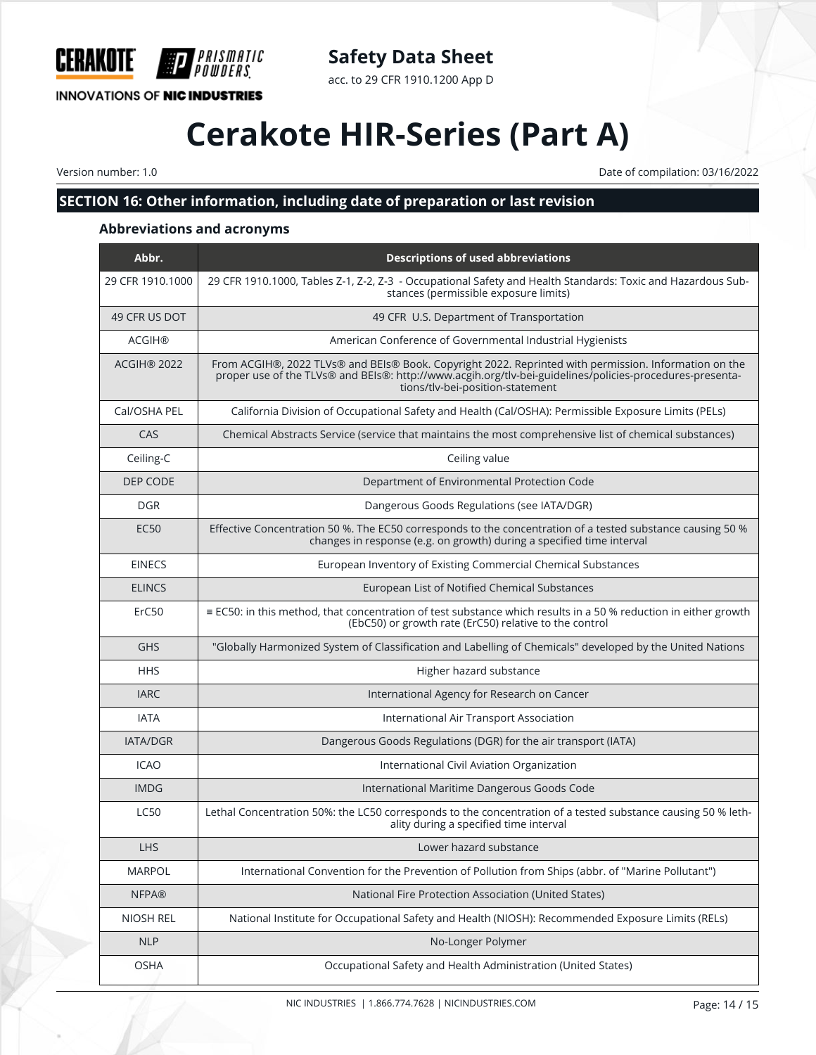## SECTION 16: Other information, including date of preparation or last revision

### Abbreviations and acronyms

| Abbr. | Descriptions of used abbreviations |
|---|---|
| 29 CFR 1910.1000 | 29 CFR 1910.1000, Tables Z-1, Z-2, Z-3 - Occupational Safety and Health Standards: Toxic and Hazardous Substances (permissible exposure limits) |
| 49 CFR US DOT | 49 CFR U.S. Department of Transportation |
| ACGIH® | American Conference of Governmental Industrial Hygienists |
| ACGIH® 2022 | From ACGIH®, 2022 TLVs® and BEIs® Book. Copyright 2022. Reprinted with permission. Information on the proper use of the TLVs® and BEIs®: http://www.acgih.org/tlv-bei-guidelines/policies-procedures-presentations/tlv-bei-position-statement |
| Cal/OSHA PEL | California Division of Occupational Safety and Health (Cal/OSHA): Permissible Exposure Limits (PELs) |
| CAS | Chemical Abstracts Service (service that maintains the most comprehensive list of chemical substances) |
| Ceiling-C | Ceiling value |
| DEP CODE | Department of Environmental Protection Code |
| DGR | Dangerous Goods Regulations (see IATA/DGR) |
| EC50 | Effective Concentration 50 %. The EC50 corresponds to the concentration of a tested substance causing 50 % changes in response (e.g. on growth) during a specified time interval |
| EINECS | European Inventory of Existing Commercial Chemical Substances |
| ELINCS | European List of Notified Chemical Substances |
| ErC50 | ≡ EC50: in this method, that concentration of test substance which results in a 50 % reduction in either growth (EbC50) or growth rate (ErC50) relative to the control |
| GHS | "Globally Harmonized System of Classification and Labelling of Chemicals" developed by the United Nations |
| HHS | Higher hazard substance |
| IARC | International Agency for Research on Cancer |
| IATA | International Air Transport Association |
| IATA/DGR | Dangerous Goods Regulations (DGR) for the air transport (IATA) |
| ICAO | International Civil Aviation Organization |
| IMDG | International Maritime Dangerous Goods Code |
| LC50 | Lethal Concentration 50%: the LC50 corresponds to the concentration of a tested substance causing 50 % lethality during a specified time interval |
| LHS | Lower hazard substance |
| MARPOL | International Convention for the Prevention of Pollution from Ships (abbr. of "Marine Pollutant") |
| NFPA® | National Fire Protection Association (United States) |
| NIOSH REL | National Institute for Occupational Safety and Health (NIOSH): Recommended Exposure Limits (RELs) |
| NLP | No-Longer Polymer |
| OSHA | Occupational Safety and Health Administration (United States) |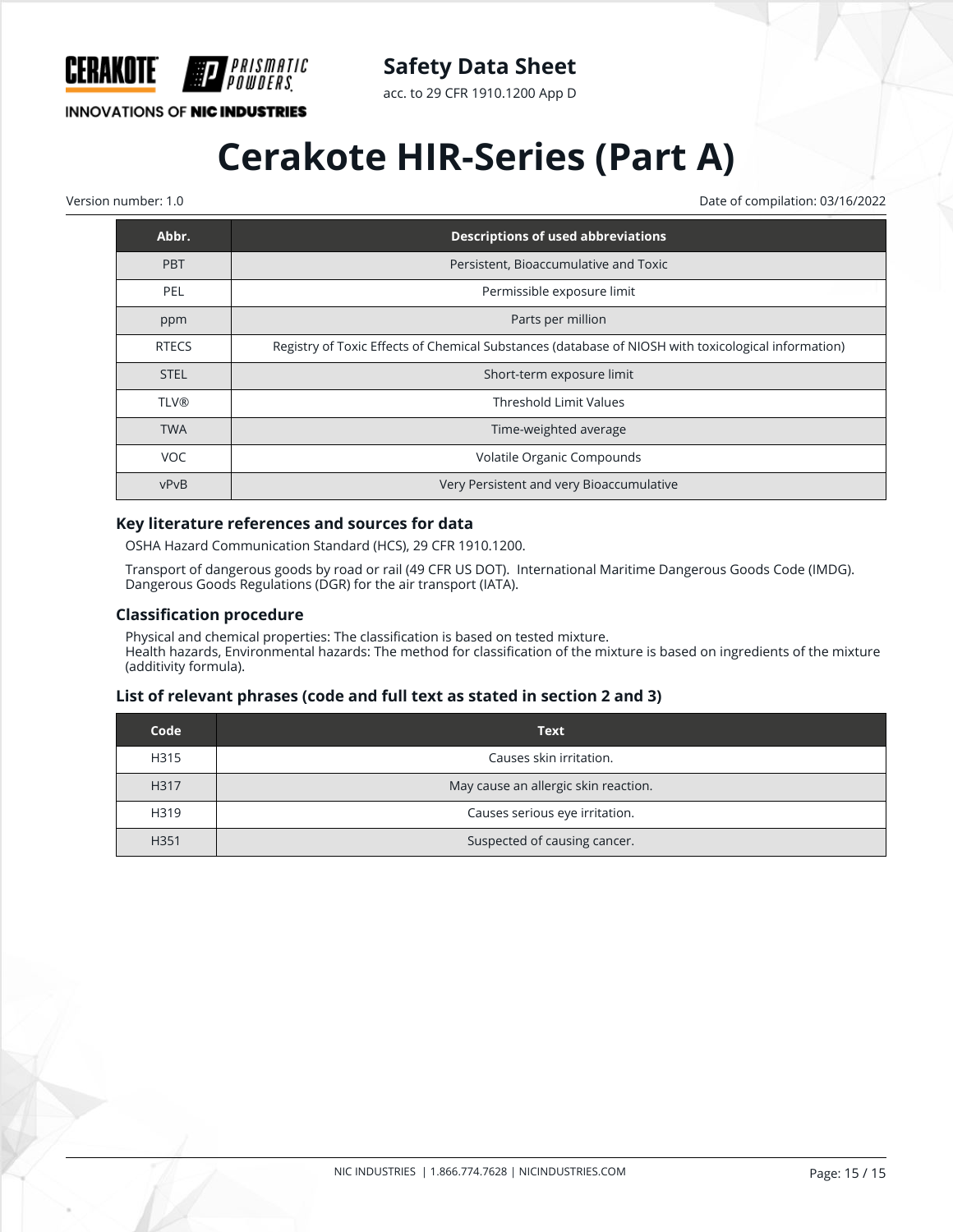| Abbr. | Descriptions of used abbreviations |
|---|---|
| PBT | Persistent, Bioaccumulative and Toxic |
| PEL | Permissible exposure limit |
| ppm | Parts per million |
| RTECS | Registry of Toxic Effects of Chemical Substances (database of NIOSH with toxicological information) |
| STEL | Short-term exposure limit |
| TLV® | Threshold Limit Values |
| TWA | Time-weighted average |
| VOC | Volatile Organic Compounds |
| vPvB | Very Persistent and very Bioaccumulative |

### Key literature references and sources for data

OSHA Hazard Communication Standard (HCS), 29 CFR 1910.1200.

Transport of dangerous goods by road or rail (49 CFR US DOT). International Maritime Dangerous Goods Code (IMDG). Dangerous Goods Regulations (DGR) for the air transport (IATA).

### Classification procedure

Physical and chemical properties: The classification is based on tested mixture.
Health hazards, Environmental hazards: The method for classification of the mixture is based on ingredients of the mixture (additivity formula).

### List of relevant phrases (code and full text as stated in section 2 and 3)

| Code | Text |
|---|---|
| H315 | Causes skin irritation. |
| H317 | May cause an allergic skin reaction. |
| H319 | Causes serious eye irritation. |
| H351 | Suspected of causing cancer. |